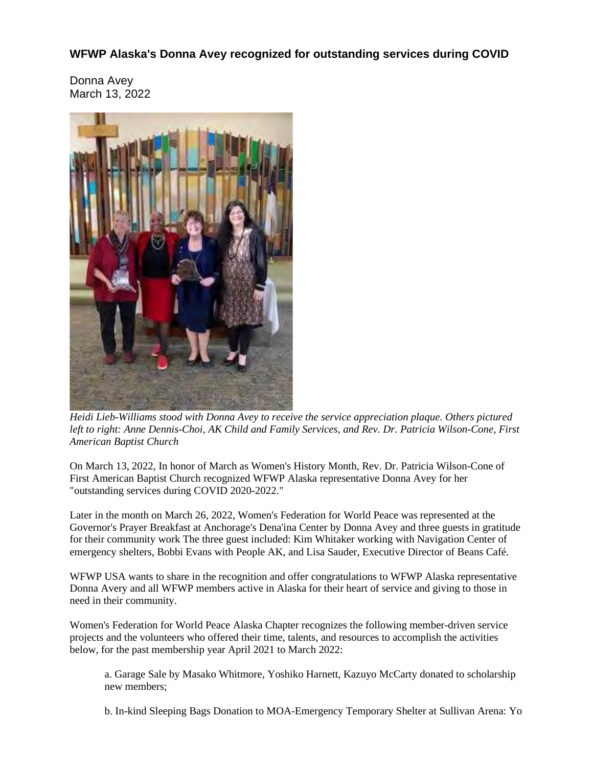**WFWP Alaska's Donna Avey recognized for outstanding services during COVID**

Donna Avey
March 13, 2022

*Heidi Lieb-Williams stood with Donna Avey to receive the service appreciation plaque. Others pictured left to right: Anne Dennis-Choi, AK Child and Family Services, and Rev. Dr. Patricia Wilson-Cone, First American Baptist Church*

On March 13, 2022, In honor of March as Women's History Month, Rev. Dr. Patricia Wilson-Cone of First American Baptist Church recognized WFWP Alaska representative Donna Avey for her "outstanding services during COVID 2020-2022."

Later in the month on March 26, 2022, Women's Federation for World Peace was represented at the Governor's Prayer Breakfast at Anchorage's Dena'ina Center by Donna Avey and three guests in gratitude for their community work The three guest included: Kim Whitaker working with Navigation Center of emergency shelters, Bobbi Evans with People AK, and Lisa Sauder, Executive Director of Beans Café.

WFWP USA wants to share in the recognition and offer congratulations to WFWP Alaska representative Donna Avery and all WFWP members active in Alaska for their heart of service and giving to those in need in their community.

Women's Federation for World Peace Alaska Chapter recognizes the following member-driven service projects and the volunteers who offered their time, talents, and resources to accomplish the activities below, for the past membership year April 2021 to March 2022:

a. Garage Sale by Masako Whitmore, Yoshiko Harnett, Kazuyo McCarty donated to scholarship new members;

b. In-kind Sleeping Bags Donation to MOA-Emergency Temporary Shelter at Sullivan Arena: Yo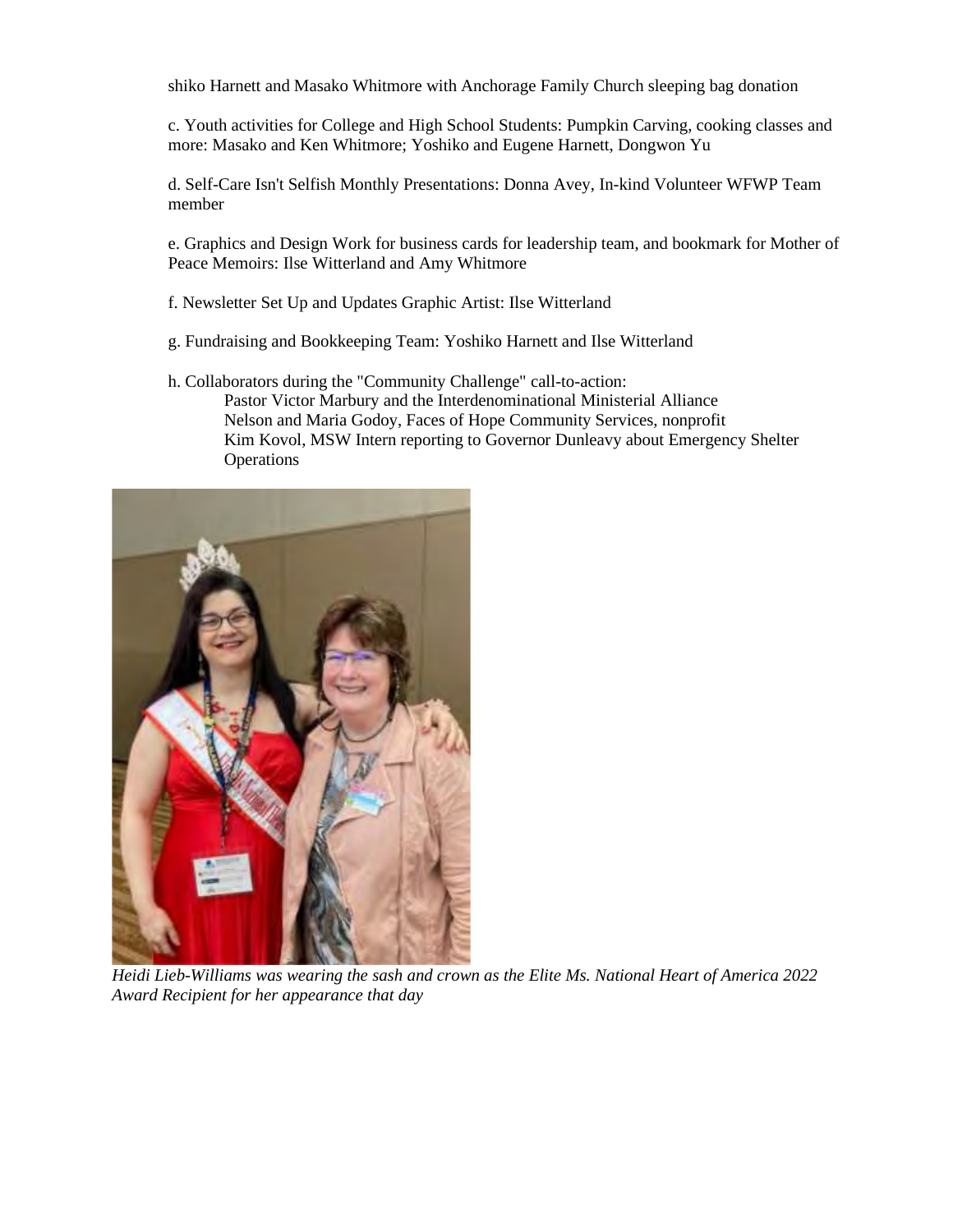shiko Harnett and Masako Whitmore with Anchorage Family Church sleeping bag donation

c. Youth activities for College and High School Students: Pumpkin Carving, cooking classes and more: Masako and Ken Whitmore; Yoshiko and Eugene Harnett, Dongwon Yu

d. Self-Care Isn't Selfish Monthly Presentations: Donna Avey, In-kind Volunteer WFWP Team member

e. Graphics and Design Work for business cards for leadership team, and bookmark for Mother of Peace Memoirs: Ilse Witterland and Amy Whitmore

f. Newsletter Set Up and Updates Graphic Artist: Ilse Witterland

g. Fundraising and Bookkeeping Team: Yoshiko Harnett and Ilse Witterland

h. Collaborators during the "Community Challenge" call-to-action:
- Pastor Victor Marbury and the Interdenominational Ministerial Alliance
- Nelson and Maria Godoy, Faces of Hope Community Services, nonprofit
- Kim Kovol, MSW Intern reporting to Governor Dunleavy about Emergency Shelter Operations

*Heidi Lieb-Williams was wearing the sash and crown as the Elite Ms. National Heart of America 2022 Award Recipient for her appearance that day*